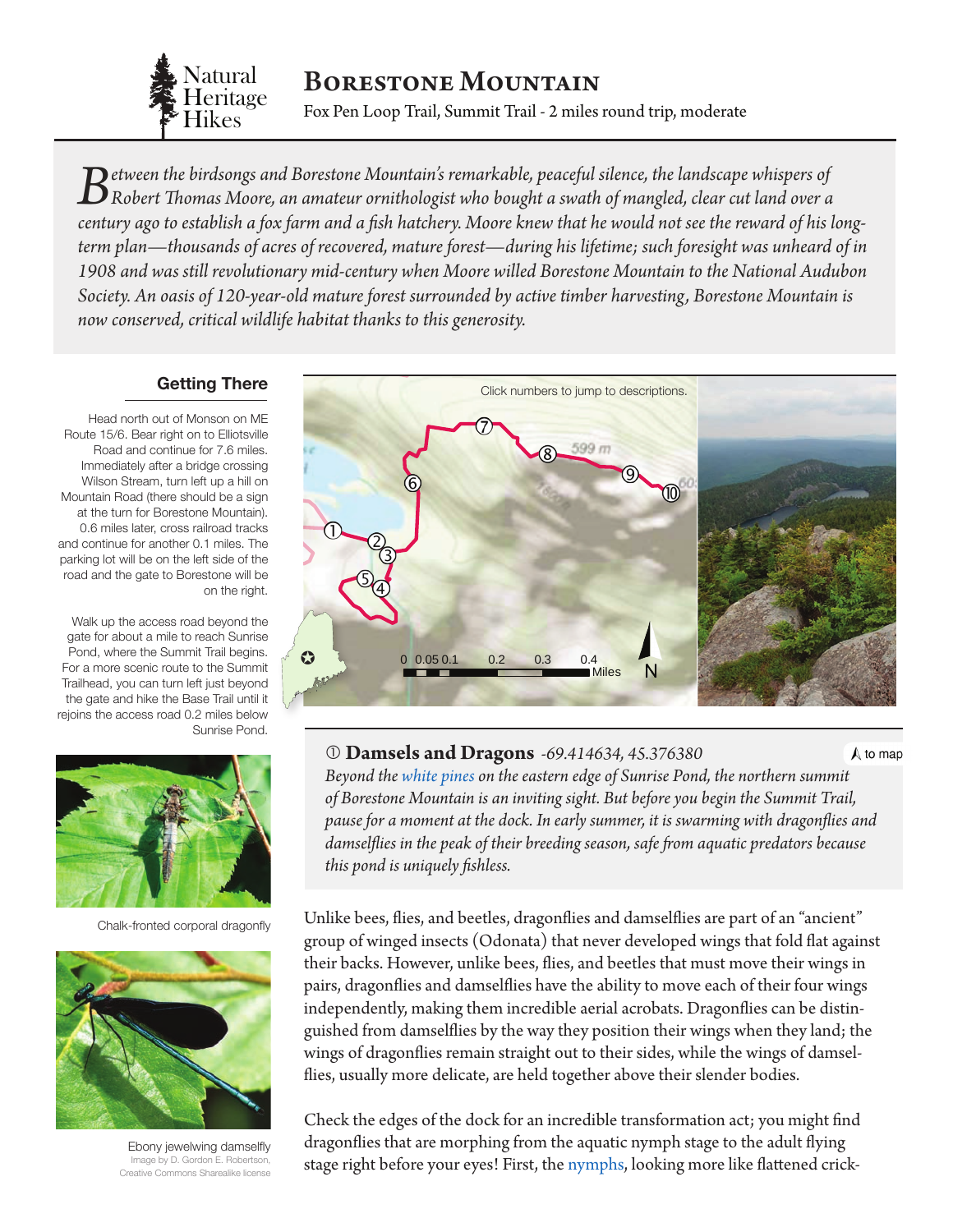Natural Heritage Hikes

# Borestone Mountain

Fox Pen Loop Trail, Summit Trail - 2 miles round trip, moderate

*Between the birdsongs and Borestone Mountain's remarkable, peaceful silence, the landscape whispers of Robert Thomas Moore, an amateur ornithologist who bought a swath of mangled, clear cut land over a century ago to establish a fox farm and a fish hatchery. Moore knew that he would not see the reward of his long-term plan—thousands of acres of recovered, mature forest—during his lifetime; such foresight was unheard of in 1908 and was still revolutionary mid-century when Moore willed Borestone Mountain to the National Audubon Society. An oasis of 120-year-old mature forest surrounded by active timber harvesting, Borestone Mountain is now conserved, critical wildlife habitat thanks to this generosity.*

## Getting There

Head north out of Monson on ME Route 15/6. Bear right on to Elliotsville Road and continue for 7.6 miles. Immediately after a bridge crossing Wilson Stream, turn left up a hill on Mountain Road (there should be a sign at the turn for Borestone Mountain). 0.6 miles later, cross railroad tracks and continue for another 0.1 miles. The parking lot will be on the left side of the road and the gate to Borestone will be on the right.

Walk up the access road beyond the gate for about a mile to reach Sunrise Pond, where the Summit Trail begins. For a more scenic route to the Summit Trailhead, you can turn left just beyond the gate and hike the Base Trail until it rejoins the access road 0.2 miles below Sunrise Pond.

Click numbers to jump to descriptions.

0 0.05 0.1 0.2 0.3 0.4 Miles N

Chalk-fronted corporal dragonfly

Ebony jewelwing damselfly
Image by D. Gordon E. Robertson, Creative Commons Sharealike license

### ① Damsels and Dragons *-69.414634, 45.376380*

to map

*Beyond the white pines on the eastern edge of Sunrise Pond, the northern summit of Borestone Mountain is an inviting sight. But before you begin the Summit Trail, pause for a moment at the dock. In early summer, it is swarming with dragonflies and damselflies in the peak of their breeding season, safe from aquatic predators because this pond is uniquely fishless.*

Unlike bees, flies, and beetles, dragonflies and damselflies are part of an "ancient" group of winged insects (Odonata) that never developed wings that fold flat against their backs. However, unlike bees, flies, and beetles that must move their wings in pairs, dragonflies and damselflies have the ability to move each of their four wings independently, making them incredible aerial acrobats. Dragonflies can be distinguished from damselflies by the way they position their wings when they land; the wings of dragonflies remain straight out to their sides, while the wings of damselflies, usually more delicate, are held together above their slender bodies.

Check the edges of the dock for an incredible transformation act; you might find dragonflies that are morphing from the aquatic nymph stage to the adult flying stage right before your eyes! First, the nymphs, looking more like flattened crick-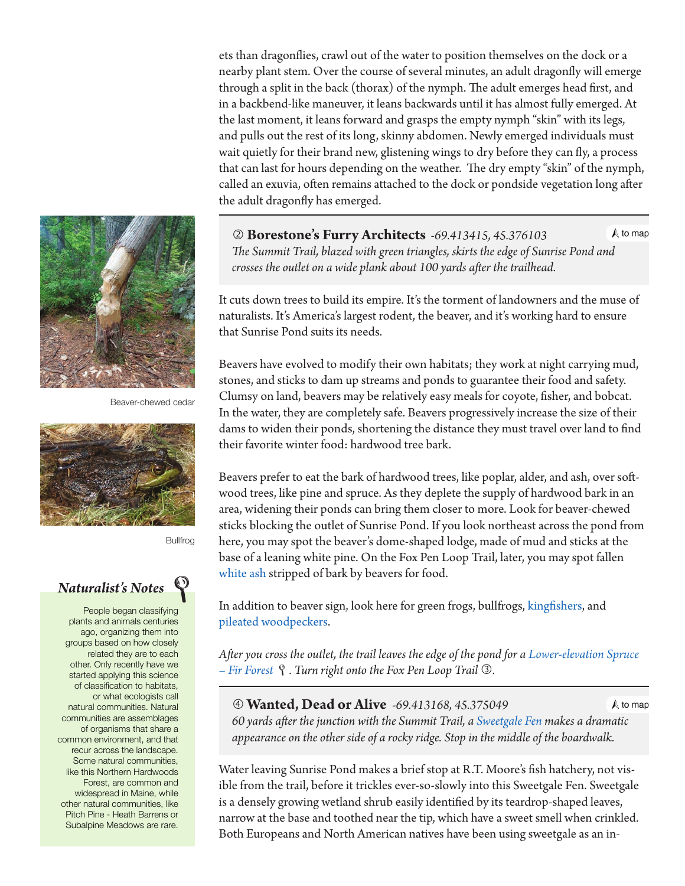ets than dragonflies, crawl out of the water to position themselves on the dock or a nearby plant stem. Over the course of several minutes, an adult dragonfly will emerge through a split in the back (thorax) of the nymph. The adult emerges head first, and in a backbend-like maneuver, it leans backwards until it has almost fully emerged. At the last moment, it leans forward and grasps the empty nymph "skin" with its legs, and pulls out the rest of its long, skinny abdomen. Newly emerged individuals must wait quietly for their brand new, glistening wings to dry before they can fly, a process that can last for hours depending on the weather. The dry empty "skin" of the nymph, called an exuvia, often remains attached to the dock or pondside vegetation long after the adult dragonfly has emerged.

### ② Borestone's Furry Architects *-69.413415, 45.376103*

to map

*The Summit Trail, blazed with green triangles, skirts the edge of Sunrise Pond and crosses the outlet on a wide plank about 100 yards after the trailhead.*

It cuts down trees to build its empire. It's the torment of landowners and the muse of naturalists. It's America's largest rodent, the beaver, and it's working hard to ensure that Sunrise Pond suits its needs.

Beavers have evolved to modify their own habitats; they work at night carrying mud, stones, and sticks to dam up streams and ponds to guarantee their food and safety. Clumsy on land, beavers may be relatively easy meals for coyote, fisher, and bobcat. In the water, they are completely safe. Beavers progressively increase the size of their dams to widen their ponds, shortening the distance they must travel over land to find their favorite winter food: hardwood tree bark.

Beavers prefer to eat the bark of hardwood trees, like poplar, alder, and ash, over softwood trees, like pine and spruce. As they deplete the supply of hardwood bark in an area, widening their ponds can bring them closer to more. Look for beaver-chewed sticks blocking the outlet of Sunrise Pond. If you look northeast across the pond from here, you may spot the beaver's dome-shaped lodge, made of mud and sticks at the base of a leaning white pine. On the Fox Pen Loop Trail, later, you may spot fallen white ash stripped of bark by beavers for food.

In addition to beaver sign, look here for green frogs, bullfrogs, kingfishers, and pileated woodpeckers.

*After you cross the outlet, the trail leaves the edge of the pond for a Lower-elevation Spruce – Fir Forest. Turn right onto the Fox Pen Loop Trail ③.*

Beaver-chewed cedar

Bullfrog

### Naturalist's Notes

People began classifying plants and animals centuries ago, organizing them into groups based on how closely related they are to each other. Only recently have we started applying this science of classification to habitats, or what ecologists call natural communities. Natural communities are assemblages of organisms that share a common environment, and that recur across the landscape. Some natural communities, like this Northern Hardwoods Forest, are common and widespread in Maine, while other natural communities, like Pitch Pine - Heath Barrens or Subalpine Meadows are rare.

### ④ Wanted, Dead or Alive *-69.413168, 45.375049*

to map

*60 yards after the junction with the Summit Trail, a Sweetgale Fen makes a dramatic appearance on the other side of a rocky ridge. Stop in the middle of the boardwalk.*

Water leaving Sunrise Pond makes a brief stop at R.T. Moore's fish hatchery, not visible from the trail, before it trickles ever-so-slowly into this Sweetgale Fen. Sweetgale is a densely growing wetland shrub easily identified by its teardrop-shaped leaves, narrow at the base and toothed near the tip, which have a sweet smell when crinkled. Both Europeans and North American natives have been using sweetgale as an in-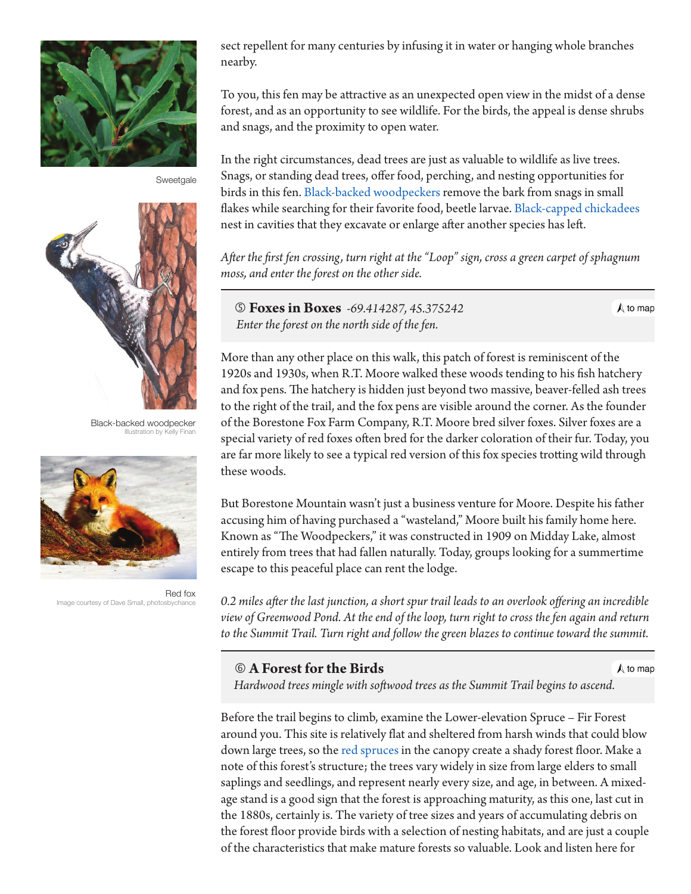sect repellent for many centuries by infusing it in water or hanging whole branches nearby.

To you, this fen may be attractive as an unexpected open view in the midst of a dense forest, and as an opportunity to see wildlife. For the birds, the appeal is dense shrubs and snags, and the proximity to open water.

In the right circumstances, dead trees are just as valuable to wildlife as live trees. Snags, or standing dead trees, offer food, perching, and nesting opportunities for birds in this fen. Black-backed woodpeckers remove the bark from snags in small flakes while searching for their favorite food, beetle larvae. Black-capped chickadees nest in cavities that they excavate or enlarge after another species has left.

*After the first fen crossing, turn right at the "Loop" sign, cross a green carpet of sphagnum moss, and enter the forest on the other side.*

Sweetgale

Black-backed woodpecker
Illustration by Kelly Finan

Red fox
Image courtesy of Dave Small, photosbychance

## ⑤ Foxes in Boxes *-69.414287, 45.375242*

to map

*Enter the forest on the north side of the fen.*

More than any other place on this walk, this patch of forest is reminiscent of the 1920s and 1930s, when R.T. Moore walked these woods tending to his fish hatchery and fox pens. The hatchery is hidden just beyond two massive, beaver-felled ash trees to the right of the trail, and the fox pens are visible around the corner. As the founder of the Borestone Fox Farm Company, R.T. Moore bred silver foxes. Silver foxes are a special variety of red foxes often bred for the darker coloration of their fur. Today, you are far more likely to see a typical red version of this fox species trotting wild through these woods.

But Borestone Mountain wasn't just a business venture for Moore. Despite his father accusing him of having purchased a "wasteland," Moore built his family home here. Known as "The Woodpeckers," it was constructed in 1909 on Midday Lake, almost entirely from trees that had fallen naturally. Today, groups looking for a summertime escape to this peaceful place can rent the lodge.

*0.2 miles after the last junction, a short spur trail leads to an overlook offering an incredible view of Greenwood Pond. At the end of the loop, turn right to cross the fen again and return to the Summit Trail. Turn right and follow the green blazes to continue toward the summit.*

## ⑥ A Forest for the Birds

to map

*Hardwood trees mingle with softwood trees as the Summit Trail begins to ascend.*

Before the trail begins to climb, examine the Lower-elevation Spruce – Fir Forest around you. This site is relatively flat and sheltered from harsh winds that could blow down large trees, so the red spruces in the canopy create a shady forest floor. Make a note of this forest's structure; the trees vary widely in size from large elders to small saplings and seedlings, and represent nearly every size, and age, in between. A mixed-age stand is a good sign that the forest is approaching maturity, as this one, last cut in the 1880s, certainly is. The variety of tree sizes and years of accumulating debris on the forest floor provide birds with a selection of nesting habitats, and are just a couple of the characteristics that make mature forests so valuable. Look and listen here for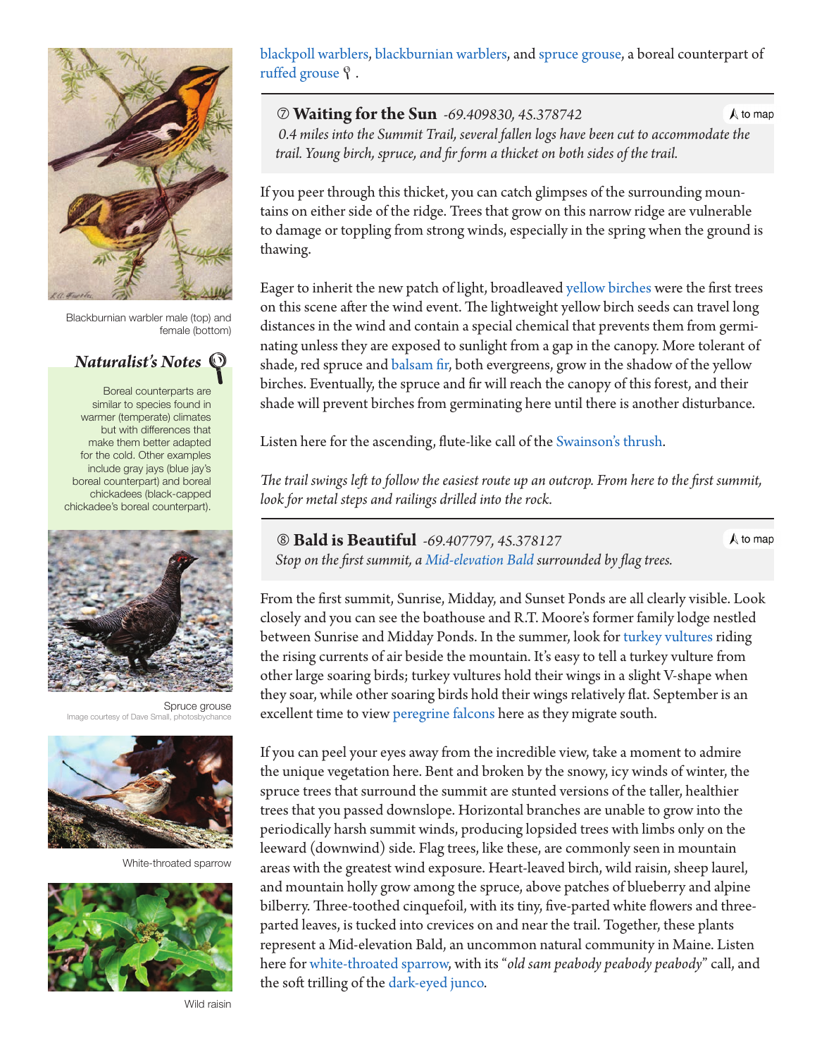blackpoll warblers, blackburnian warblers, and spruce grouse, a boreal counterpart of ruffed grouse.

## ⑦ Waiting for the Sun *-69.409830, 45.378742*

to map

*0.4 miles into the Summit Trail, several fallen logs have been cut to accommodate the trail. Young birch, spruce, and fir form a thicket on both sides of the trail.*

If you peer through this thicket, you can catch glimpses of the surrounding mountains on either side of the ridge. Trees that grow on this narrow ridge are vulnerable to damage or toppling from strong winds, especially in the spring when the ground is thawing.

Eager to inherit the new patch of light, broadleaved yellow birches were the first trees on this scene after the wind event. The lightweight yellow birch seeds can travel long distances in the wind and contain a special chemical that prevents them from germinating unless they are exposed to sunlight from a gap in the canopy. More tolerant of shade, red spruce and balsam fir, both evergreens, grow in the shadow of the yellow birches. Eventually, the spruce and fir will reach the canopy of this forest, and their shade will prevent birches from germinating here until there is another disturbance.

Listen here for the ascending, flute-like call of the Swainson's thrush.

*The trail swings left to follow the easiest route up an outcrop. From here to the first summit, look for metal steps and railings drilled into the rock.*

## ⑧ Bald is Beautiful *-69.407797, 45.378127*

to map

*Stop on the first summit, a Mid-elevation Bald surrounded by flag trees.*

From the first summit, Sunrise, Midday, and Sunset Ponds are all clearly visible. Look closely and you can see the boathouse and R.T. Moore's former family lodge nestled between Sunrise and Midday Ponds. In the summer, look for turkey vultures riding the rising currents of air beside the mountain. It's easy to tell a turkey vulture from other large soaring birds; turkey vultures hold their wings in a slight V-shape when they soar, while other soaring birds hold their wings relatively flat. September is an excellent time to view peregrine falcons here as they migrate south.

If you can peel your eyes away from the incredible view, take a moment to admire the unique vegetation here. Bent and broken by the snowy, icy winds of winter, the spruce trees that surround the summit are stunted versions of the taller, healthier trees that you passed downslope. Horizontal branches are unable to grow into the periodically harsh summit winds, producing lopsided trees with limbs only on the leeward (downwind) side. Flag trees, like these, are commonly seen in mountain areas with the greatest wind exposure. Heart-leaved birch, wild raisin, sheep laurel, and mountain holly grow among the spruce, above patches of blueberry and alpine bilberry. Three-toothed cinquefoil, with its tiny, five-parted white flowers and three-parted leaves, is tucked into crevices on and near the trail. Together, these plants represent a Mid-elevation Bald, an uncommon natural community in Maine. Listen here for white-throated sparrow, with its "*old sam peabody peabody peabody*" call, and the soft trilling of the dark-eyed junco.

Blackburnian warbler male (top) and female (bottom)

### *Naturalist's Notes*

Boreal counterparts are similar to species found in warmer (temperate) climates but with differences that make them better adapted for the cold. Other examples include gray jays (blue jay's boreal counterpart) and boreal chickadees (black-capped chickadee's boreal counterpart).

Spruce grouse
Image courtesy of Dave Small, photosbychance

White-throated sparrow

Wild raisin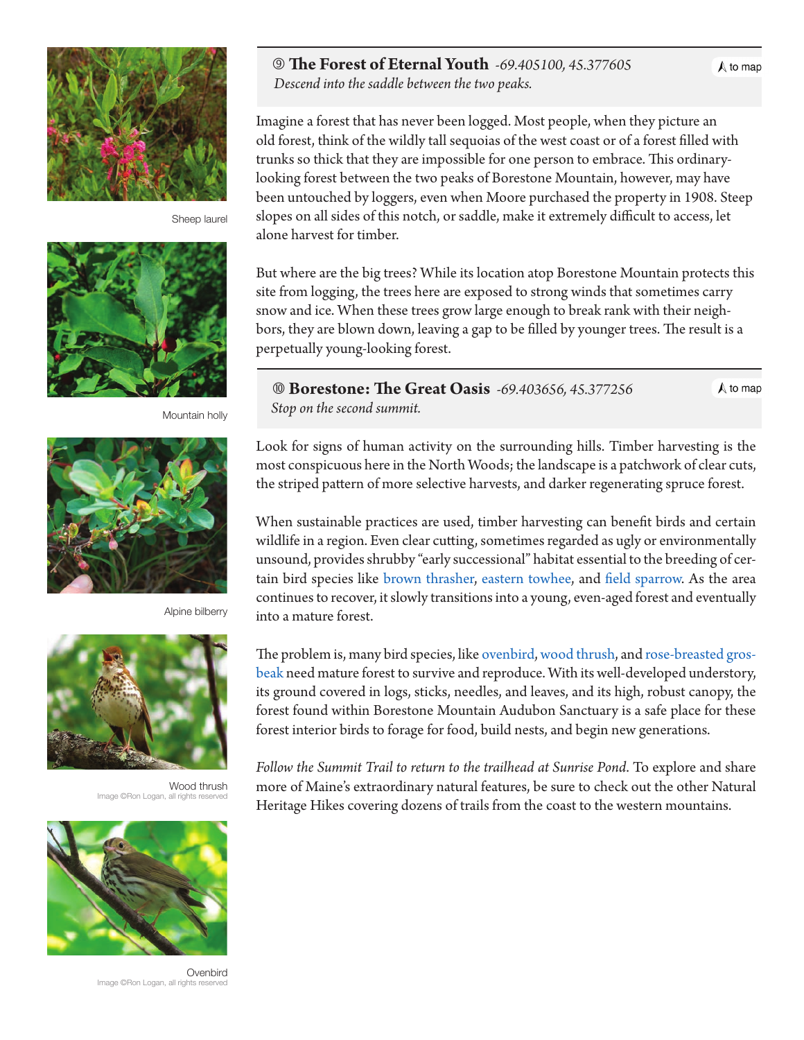## ⑨ The Forest of Eternal Youth *-69.405100, 45.377605*

to map

*Descend into the saddle between the two peaks.*

Imagine a forest that has never been logged. Most people, when they picture an old forest, think of the wildly tall sequoias of the west coast or of a forest filled with trunks so thick that they are impossible for one person to embrace. This ordinary-looking forest between the two peaks of Borestone Mountain, however, may have been untouched by loggers, even when Moore purchased the property in 1908. Steep slopes on all sides of this notch, or saddle, make it extremely difficult to access, let alone harvest for timber.

But where are the big trees? While its location atop Borestone Mountain protects this site from logging, the trees here are exposed to strong winds that sometimes carry snow and ice. When these trees grow large enough to break rank with their neighbors, they are blown down, leaving a gap to be filled by younger trees. The result is a perpetually young-looking forest.

## ⑩ Borestone: The Great Oasis *-69.403656, 45.377256*

to map

*Stop on the second summit.*

Look for signs of human activity on the surrounding hills. Timber harvesting is the most conspicuous here in the North Woods; the landscape is a patchwork of clear cuts, the striped pattern of more selective harvests, and darker regenerating spruce forest.

When sustainable practices are used, timber harvesting can benefit birds and certain wildlife in a region. Even clear cutting, sometimes regarded as ugly or environmentally unsound, provides shrubby "early successional" habitat essential to the breeding of certain bird species like brown thrasher, eastern towhee, and field sparrow. As the area continues to recover, it slowly transitions into a young, even-aged forest and eventually into a mature forest.

The problem is, many bird species, like ovenbird, wood thrush, and rose-breasted grosbeak need mature forest to survive and reproduce. With its well-developed understory, its ground covered in logs, sticks, needles, and leaves, and its high, robust canopy, the forest found within Borestone Mountain Audubon Sanctuary is a safe place for these forest interior birds to forage for food, build nests, and begin new generations.

*Follow the Summit Trail to return to the trailhead at Sunrise Pond.* To explore and share more of Maine's extraordinary natural features, be sure to check out the other Natural Heritage Hikes covering dozens of trails from the coast to the western mountains.

Sheep laurel

Mountain holly

Alpine bilberry

Wood thrush
Image ©Ron Logan, all rights reserved

Ovenbird
Image ©Ron Logan, all rights reserved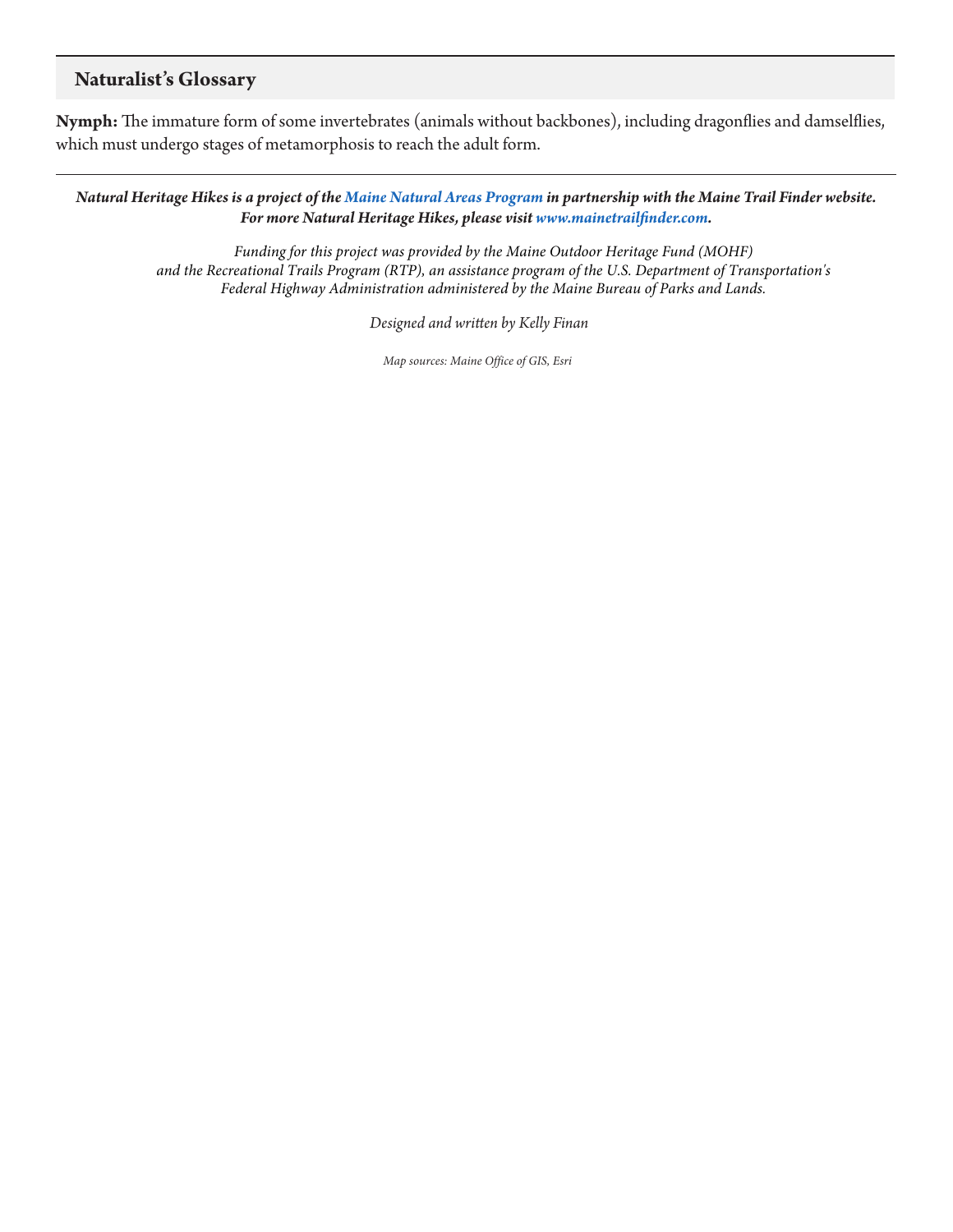## Naturalist's Glossary

**Nymph:** The immature form of some invertebrates (animals without backbones), including dragonflies and damselflies, which must undergo stages of metamorphosis to reach the adult form.

---

***Natural Heritage Hikes is a project of the Maine Natural Areas Program in partnership with the Maine Trail Finder website. For more Natural Heritage Hikes, please visit www.mainetrailfinder.com.***

*Funding for this project was provided by the Maine Outdoor Heritage Fund (MOHF) and the Recreational Trails Program (RTP), an assistance program of the U.S. Department of Transportation's Federal Highway Administration administered by the Maine Bureau of Parks and Lands.*

*Designed and written by Kelly Finan*

*Map sources: Maine Office of GIS, Esri*